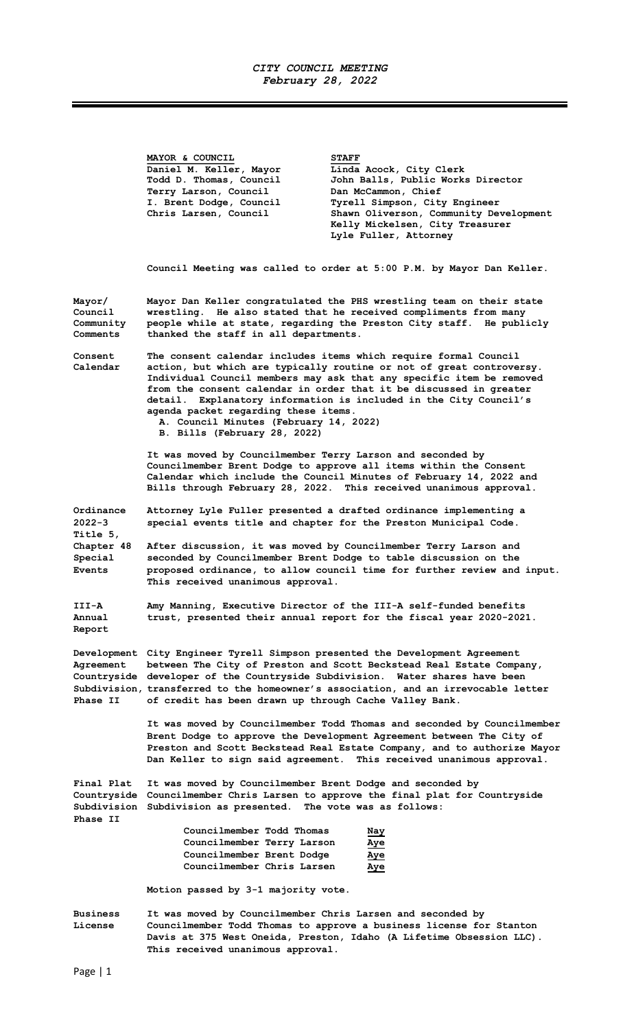*CITY COUNCIL MEETING*
*February 28, 2022*

| **MAYOR & COUNCIL** | **STAFF** |
|---|---|
| Daniel M. Keller, Mayor | Linda Acock, City Clerk |
| Todd D. Thomas, Council | John Balls, Public Works Director |
| Terry Larson, Council | Dan McCammon, Chief |
| I. Brent Dodge, Council | Tyrell Simpson, City Engineer |
| Chris Larsen, Council | Shawn Oliverson, Community Development |
| | Kelly Mickelsen, City Treasurer |
| | Lyle Fuller, Attorney |

Council Meeting was called to order at 5:00 P.M. by Mayor Dan Keller.

**Mayor/ Council Community Comments**

Mayor Dan Keller congratulated the PHS wrestling team on their state wrestling. He also stated that he received compliments from many people while at state, regarding the Preston City staff. He publicly thanked the staff in all departments.

**Consent Calendar**

The consent calendar includes items which require formal Council action, but which are typically routine or not of great controversy. Individual Council members may ask that any specific item be removed from the consent calendar in order that it be discussed in greater detail. Explanatory information is included in the City Council's agenda packet regarding these items.

A. Council Minutes (February 14, 2022)
B. Bills (February 28, 2022)

It was moved by Councilmember Terry Larson and seconded by Councilmember Brent Dodge to approve all items within the Consent Calendar which include the Council Minutes of February 14, 2022 and Bills through February 28, 2022. This received unanimous approval.

**Ordinance 2022-3 Title 5, Chapter 48 Special Events**

Attorney Lyle Fuller presented a drafted ordinance implementing a special events title and chapter for the Preston Municipal Code.

After discussion, it was moved by Councilmember Terry Larson and seconded by Councilmember Brent Dodge to table discussion on the proposed ordinance, to allow council time for further review and input. This received unanimous approval.

**III-A Annual Report**

Amy Manning, Executive Director of the III-A self-funded benefits trust, presented their annual report for the fiscal year 2020-2021.

**Development Agreement Countryside Subdivision, Phase II**

City Engineer Tyrell Simpson presented the Development Agreement between The City of Preston and Scott Beckstead Real Estate Company, developer of the Countryside Subdivision. Water shares have been transferred to the homeowner's association, and an irrevocable letter of credit has been drawn up through Cache Valley Bank.

It was moved by Councilmember Todd Thomas and seconded by Councilmember Brent Dodge to approve the Development Agreement between The City of Preston and Scott Beckstead Real Estate Company, and to authorize Mayor Dan Keller to sign said agreement. This received unanimous approval.

**Final Plat Countryside Subdivision Phase II**

It was moved by Councilmember Brent Dodge and seconded by Councilmember Chris Larsen to approve the final plat for Countryside Subdivision as presented. The vote was as follows:

| | |
|---|---|
| Councilmember Todd Thomas | Nay |
| Councilmember Terry Larson | Aye |
| Councilmember Brent Dodge | Aye |
| Councilmember Chris Larsen | Aye |

Motion passed by 3-1 majority vote.

**Business License**

It was moved by Councilmember Chris Larsen and seconded by Councilmember Todd Thomas to approve a business license for Stanton Davis at 375 West Oneida, Preston, Idaho (A Lifetime Obsession LLC). This received unanimous approval.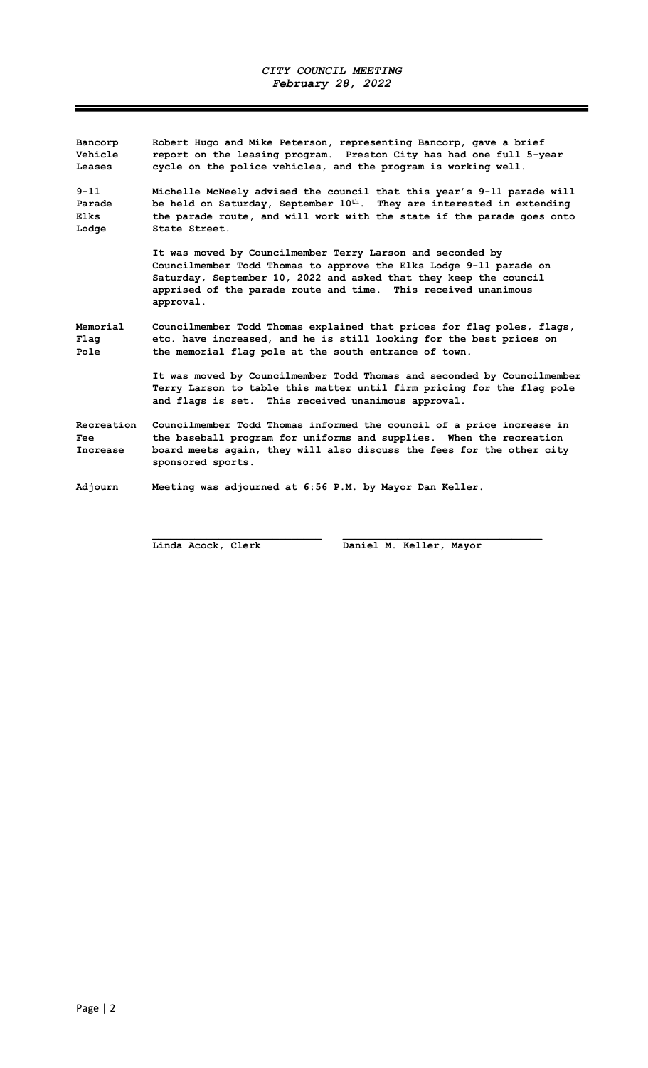*CITY COUNCIL MEETING*
*February 28, 2022*

---

**Bancorp Vehicle Leases** — Robert Hugo and Mike Peterson, representing Bancorp, gave a brief report on the leasing program. Preston City has had one full 5-year cycle on the police vehicles, and the program is working well.

**9-11 Parade Elks Lodge** — Michelle McNeely advised the council that this year's 9-11 parade will be held on Saturday, September 10th. They are interested in extending the parade route, and will work with the state if the parade goes onto State Street.

It was moved by Councilmember Terry Larson and seconded by Councilmember Todd Thomas to approve the Elks Lodge 9-11 parade on Saturday, September 10, 2022 and asked that they keep the council apprised of the parade route and time. This received unanimous approval.

**Memorial Flag Pole** — Councilmember Todd Thomas explained that prices for flag poles, flags, etc. have increased, and he is still looking for the best prices on the memorial flag pole at the south entrance of town.

It was moved by Councilmember Todd Thomas and seconded by Councilmember Terry Larson to table this matter until firm pricing for the flag pole and flags is set. This received unanimous approval.

**Recreation Fee Increase** — Councilmember Todd Thomas informed the council of a price increase in the baseball program for uniforms and supplies. When the recreation board meets again, they will also discuss the fees for the other city sponsored sports.

**Adjourn** — Meeting was adjourned at 6:56 P.M. by Mayor Dan Keller.

\_\_\_\_\_\_\_\_\_\_\_\_\_\_\_\_\_\_\_\_\_\_\_\_\_\_ \_\_\_\_\_\_\_\_\_\_\_\_\_\_\_\_\_\_\_\_\_\_\_\_\_\_\_\_\_\_

Linda Acock, Clerk — Daniel M. Keller, Mayor